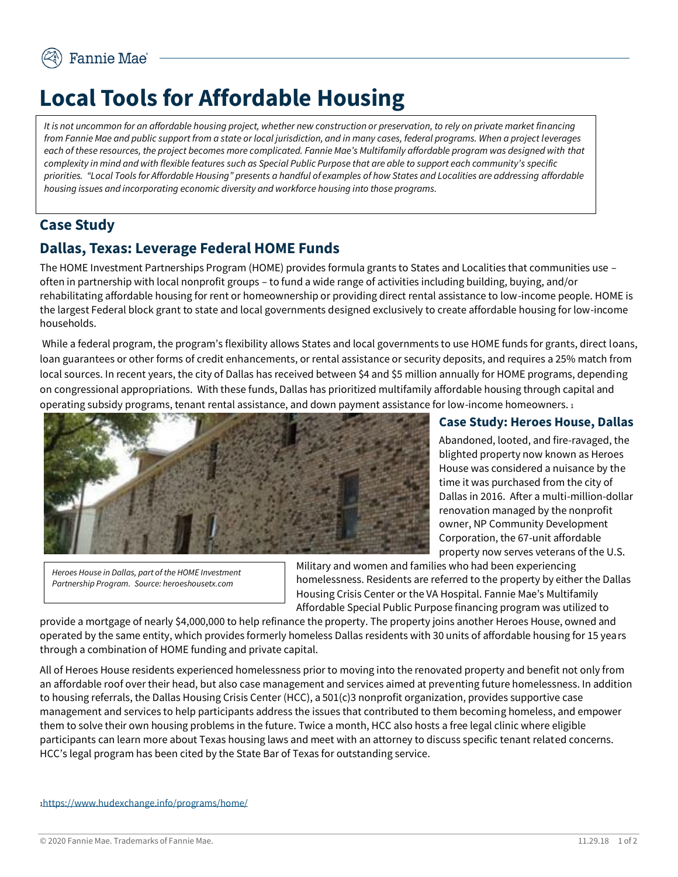# Local Tools for Affordable Housing

*It is not uncommon for an affordable housing project, whether new construction or preservation, to rely on private market financing from Fannie Mae and public support from a state or local jurisdiction, and in many cases, federal programs. When a project leverages each of these resources, the project becomes more complicated. Fannie Mae's Multifamily affordable program was designed with that complexity in mind and with flexible features such as Special Public Purpose that are able to support each community's specific priorities. "Local Tools for Affordable Housing" presents a handful of examples of how States and Localities are addressing affordable housing issues and incorporating economic diversity and workforce housing into those programs.*

## Case Study

## Dallas, Texas: Leverage Federal HOME Funds

The HOME Investment Partnerships Program (HOME) provides formula grants to States and Localities that communities use – often in partnership with local nonprofit groups – to fund a wide range of activities including building, buying, and/or rehabilitating affordable housing for rent or homeownership or providing direct rental assistance to low-income people. HOME is the largest Federal block grant to state and local governments designed exclusively to create affordable housing for low-income households.

While a federal program, the program's flexibility allows States and local governments to use HOME funds for grants, direct loans, loan guarantees or other forms of credit enhancements, or rental assistance or security deposits, and requires a 25% match from local sources. In recent years, the city of Dallas has received between $4 and $5 million annually for HOME programs, depending on congressional appropriations. With these funds, Dallas has prioritized multifamily affordable housing through capital and operating subsidy programs, tenant rental assistance, and down payment assistance for low-income homeowners. [1]

*Heroes House in Dallas, part of the HOME Investment Partnership Program. Source: heroeshousetx.com*

### Case Study: Heroes House, Dallas

Abandoned, looted, and fire-ravaged, the blighted property now known as Heroes House was considered a nuisance by the time it was purchased from the city of Dallas in 2016. After a multi-million-dollar renovation managed by the nonprofit owner, NP Community Development Corporation, the 67-unit affordable property now serves veterans of the U.S. Military and women and families who had been experiencing homelessness. Residents are referred to the property by either the Dallas Housing Crisis Center or the VA Hospital. Fannie Mae's Multifamily Affordable Special Public Purpose financing program was utilized to provide a mortgage of nearly $4,000,000 to help refinance the property. The property joins another Heroes House, owned and operated by the same entity, which provides formerly homeless Dallas residents with 30 units of affordable housing for 15 years through a combination of HOME funding and private capital.

All of Heroes House residents experienced homelessness prior to moving into the renovated property and benefit not only from an affordable roof over their head, but also case management and services aimed at preventing future homelessness. In addition to housing referrals, the Dallas Housing Crisis Center (HCC), a 501(c)3 nonprofit organization, provides supportive case management and services to help participants address the issues that contributed to them becoming homeless, and empower them to solve their own housing problems in the future. Twice a month, HCC also hosts a free legal clinic where eligible participants can learn more about Texas housing laws and meet with an attorney to discuss specific tenant related concerns. HCC's legal program has been cited by the State Bar of Texas for outstanding service.

[1] https://www.hudexchange.info/programs/home/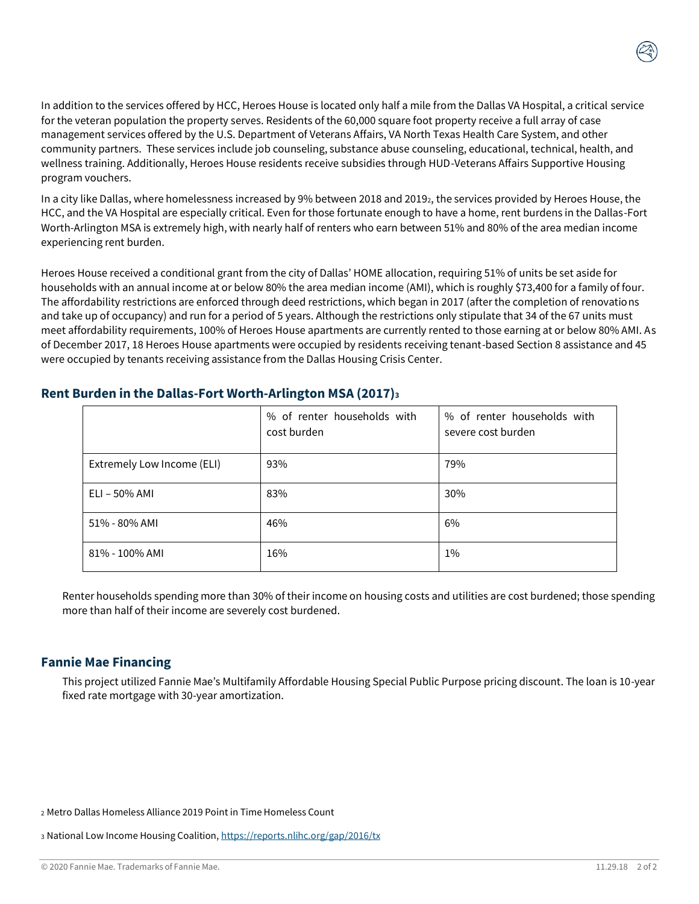In addition to the services offered by HCC, Heroes House is located only half a mile from the Dallas VA Hospital, a critical service for the veteran population the property serves. Residents of the 60,000 square foot property receive a full array of case management services offered by the U.S. Department of Veterans Affairs, VA North Texas Health Care System, and other community partners. These services include job counseling, substance abuse counseling, educational, technical, health, and wellness training. Additionally, Heroes House residents receive subsidies through HUD-Veterans Affairs Supportive Housing program vouchers.

In a city like Dallas, where homelessness increased by 9% between 2018 and 2019[2], the services provided by Heroes House, the HCC, and the VA Hospital are especially critical. Even for those fortunate enough to have a home, rent burdens in the Dallas-Fort Worth-Arlington MSA is extremely high, with nearly half of renters who earn between 51% and 80% of the area median income experiencing rent burden.

Heroes House received a conditional grant from the city of Dallas' HOME allocation, requiring 51% of units be set aside for households with an annual income at or below 80% the area median income (AMI), which is roughly $73,400 for a family of four. The affordability restrictions are enforced through deed restrictions, which began in 2017 (after the completion of renovations and take up of occupancy) and run for a period of 5 years. Although the restrictions only stipulate that 34 of the 67 units must meet affordability requirements, 100% of Heroes House apartments are currently rented to those earning at or below 80% AMI. As of December 2017, 18 Heroes House apartments were occupied by residents receiving tenant-based Section 8 assistance and 45 were occupied by tenants receiving assistance from the Dallas Housing Crisis Center.

## Rent Burden in the Dallas-Fort Worth-Arlington MSA (2017)[3]

| | % of renter households with cost burden | % of renter households with severe cost burden |
|---|---|---|
| Extremely Low Income (ELI) | 93% | 79% |
| ELI – 50% AMI | 83% | 30% |
| 51% - 80% AMI | 46% | 6% |
| 81% - 100% AMI | 16% | 1% |

Renter households spending more than 30% of their income on housing costs and utilities are cost burdened; those spending more than half of their income are severely cost burdened.

## Fannie Mae Financing

This project utilized Fannie Mae's Multifamily Affordable Housing Special Public Purpose pricing discount. The loan is 10-year fixed rate mortgage with 30-year amortization.

[2] Metro Dallas Homeless Alliance 2019 Point in Time Homeless Count

[3] National Low Income Housing Coalition, https://reports.nlihc.org/gap/2016/tx

© 2020 Fannie Mae. Trademarks of Fannie Mae. 11.29.18